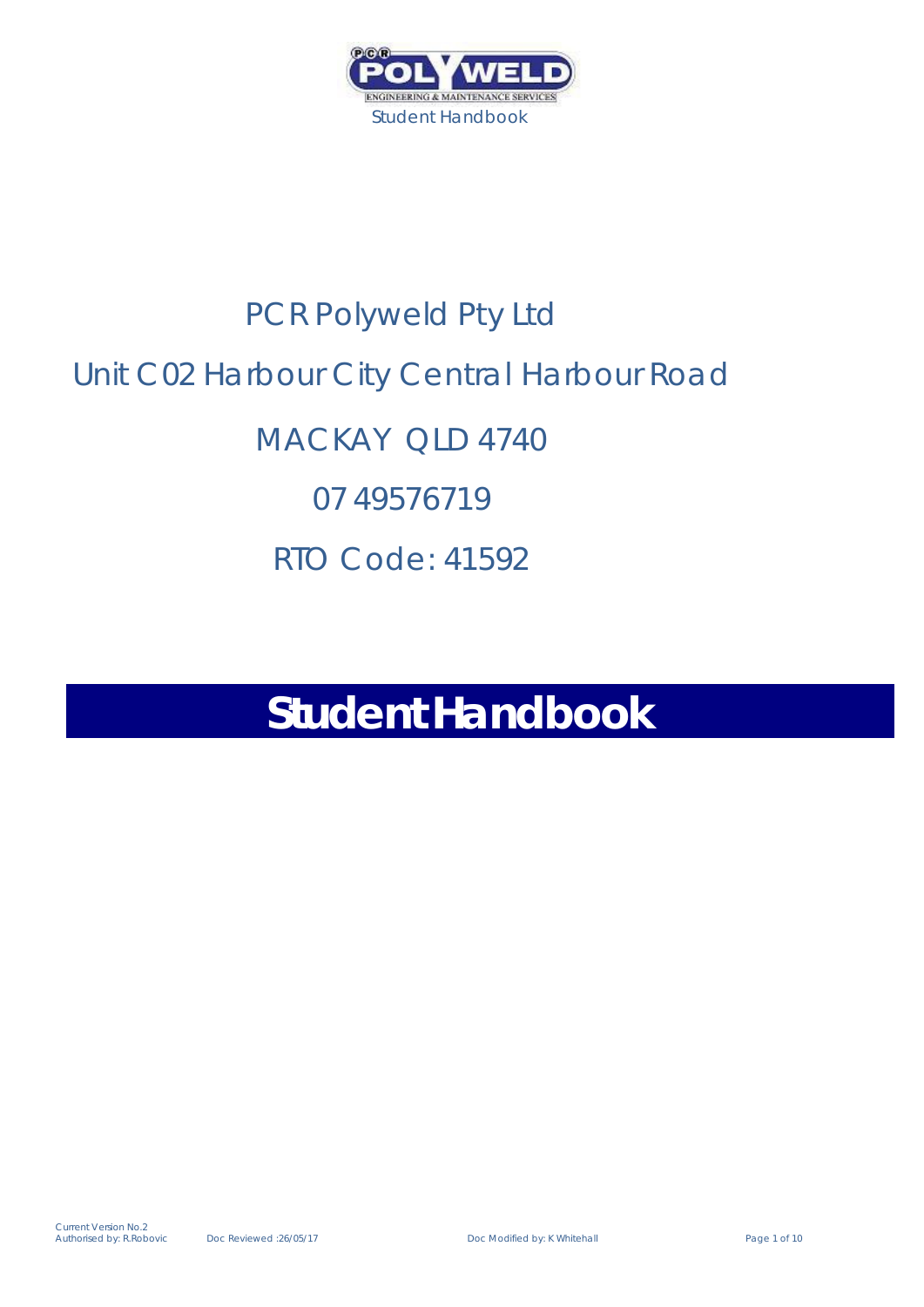PCR Polyweld Pty Ltd

Unit C02 Harbour City Central Harbour Road

MACKAY QLD 4740

07 49576719

RTO Code: 41592

# Student Handbook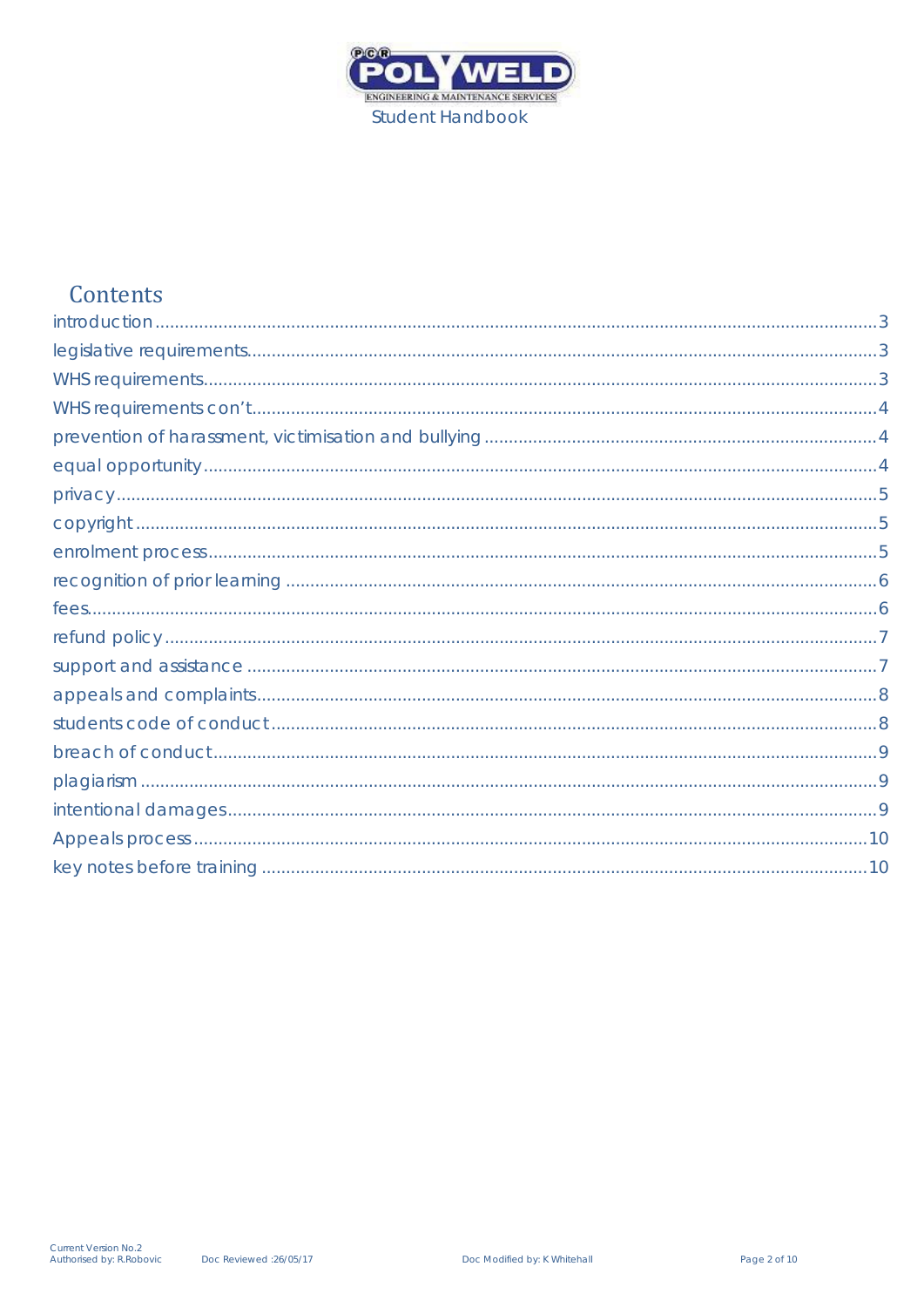## Contents

introduction .......... 3
legislative requirements .......... 3
WHS requirements .......... 3
WHS requirements con't .......... 4
prevention of harassment, victimisation and bullying .......... 4
equal opportunity .......... 4
privacy .......... 5
copyright .......... 5
enrolment process .......... 5
recognition of prior learning .......... 6
fees .......... 6
refund policy .......... 7
support and assistance .......... 7
appeals and complaints .......... 8
students code of conduct .......... 8
breach of conduct .......... 9
plagiarism .......... 9
intentional damages .......... 9
Appeals process .......... 10
key notes before training .......... 10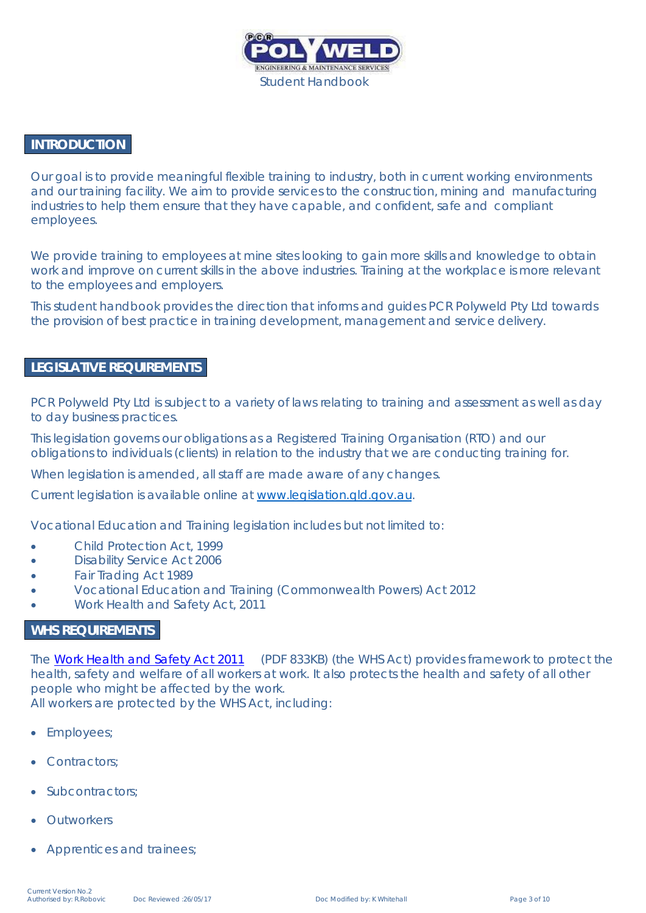## INTRODUCTION

Our goal is to provide meaningful flexible training to industry, both in current working environments and our training facility. We aim to provide services to the construction, mining and manufacturing industries to help them ensure that they have capable, and confident, safe and compliant employees.

We provide training to employees at mine sites looking to gain more skills and knowledge to obtain work and improve on current skills in the above industries. Training at the workplace is more relevant to the employees and employers.

This student handbook provides the direction that informs and guides PCR Polyweld Pty Ltd towards the provision of best practice in training development, management and service delivery.

## LEGISLATIVE REQUIREMENTS

PCR Polyweld Pty Ltd is subject to a variety of laws relating to training and assessment as well as day to day business practices.

This legislation governs our obligations as a Registered Training Organisation (RTO) and our obligations to individuals (clients) in relation to the industry that we are conducting training for.

When legislation is amended, all staff are made aware of any changes.

Current legislation is available online at [www.legislation.qld.gov.au](http://www.legislation.qld.gov.au).

Vocational Education and Training legislation includes but not limited to:

- Child Protection Act, 1999
- Disability Service Act 2006
- Fair Trading Act 1989
- Vocational Education and Training (Commonwealth Powers) Act 2012
- Work Health and Safety Act, 2011

## WHS REQUIREMENTS

The Work Health and Safety Act 2011 (PDF 833KB) (the WHS Act) provides framework to protect the health, safety and welfare of all workers at work. It also protects the health and safety of all other people who might be affected by the work.
All workers are protected by the WHS Act, including:

- Employees;
- Contractors;
- Subcontractors;
- Outworkers
- Apprentices and trainees;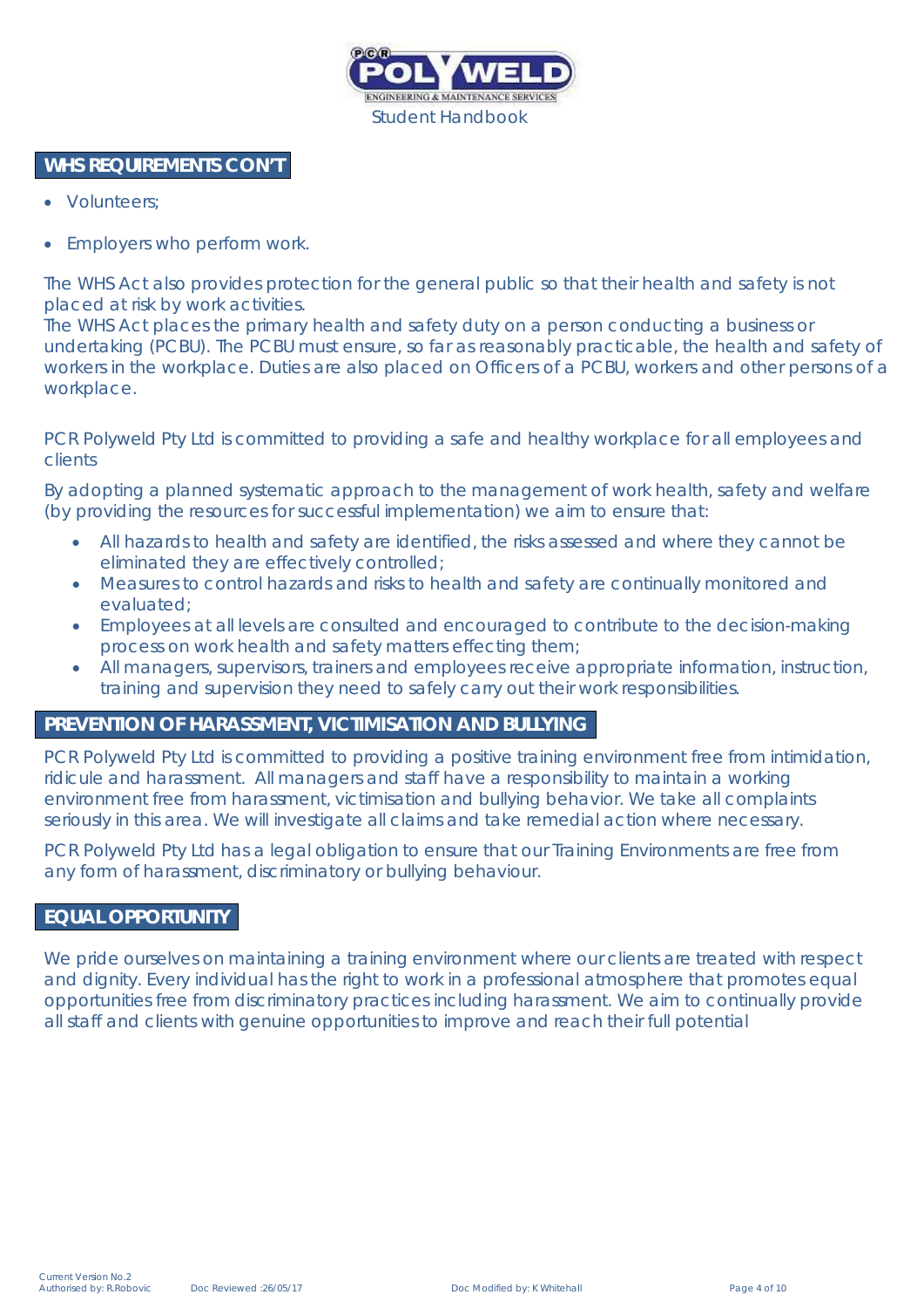## WHS REQUIREMENTS CON'T

- Volunteers;
- Employers who perform work.

The WHS Act also provides protection for the general public so that their health and safety is not placed at risk by work activities.
The WHS Act places the primary health and safety duty on a person conducting a business or undertaking (PCBU). The PCBU must ensure, so far as reasonably practicable, the health and safety of workers in the workplace. Duties are also placed on Officers of a PCBU, workers and other persons of a workplace.

PCR Polyweld Pty Ltd is committed to providing a safe and healthy workplace for all employees and clients

By adopting a planned systematic approach to the management of work health, safety and welfare (by providing the resources for successful implementation) we aim to ensure that:

- All hazards to health and safety are identified, the risks assessed and where they cannot be eliminated they are effectively controlled;
- Measures to control hazards and risks to health and safety are continually monitored and evaluated;
- Employees at all levels are consulted and encouraged to contribute to the decision-making process on work health and safety matters effecting them;
- All managers, supervisors, trainers and employees receive appropriate information, instruction, training and supervision they need to safely carry out their work responsibilities.

## PREVENTION OF HARASSMENT, VICTIMISATION AND BULLYING

PCR Polyweld Pty Ltd is committed to providing a positive training environment free from intimidation, ridicule and harassment. All managers and staff have a responsibility to maintain a working environment free from harassment, victimisation and bullying behavior. We take all complaints seriously in this area. We will investigate all claims and take remedial action where necessary.

PCR Polyweld Pty Ltd has a legal obligation to ensure that our Training Environments are free from any form of harassment, discriminatory or bullying behaviour.

## EQUAL OPPORTUNITY

We pride ourselves on maintaining a training environment where our clients are treated with respect and dignity. Every individual has the right to work in a professional atmosphere that promotes equal opportunities free from discriminatory practices including harassment. We aim to continually provide all staff and clients with genuine opportunities to improve and reach their full potential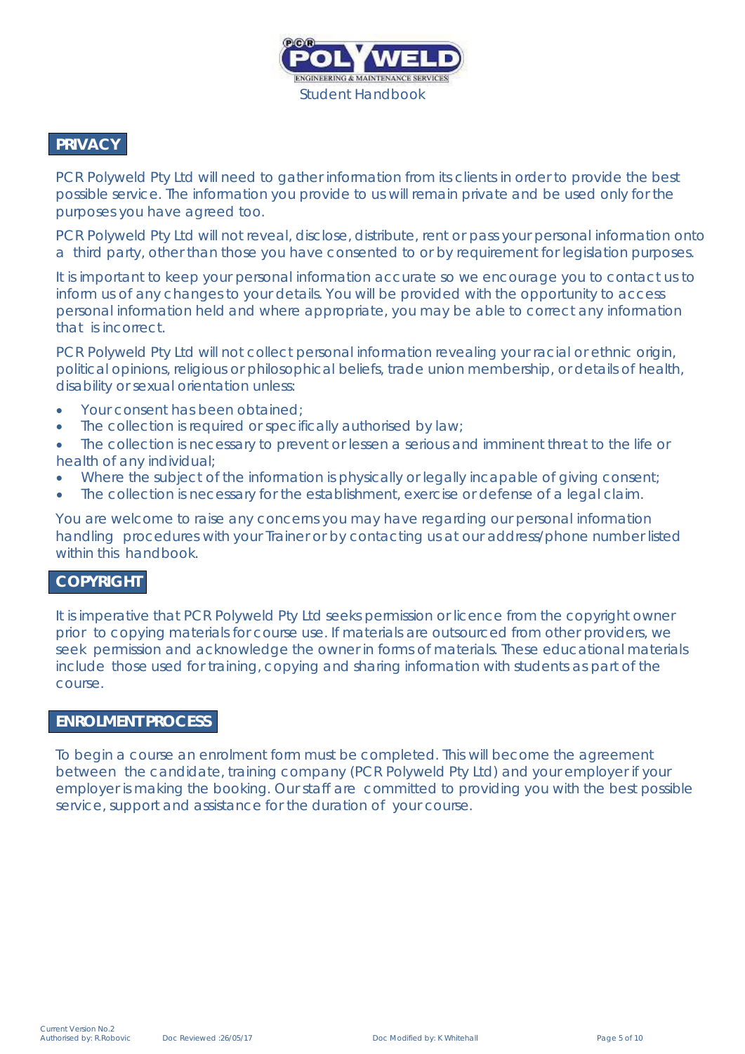## PRIVACY

PCR Polyweld Pty Ltd will need to gather information from its clients in order to provide the best possible service. The information you provide to us will remain private and be used only for the purposes you have agreed too.

PCR Polyweld Pty Ltd will not reveal, disclose, distribute, rent or pass your personal information onto a third party, other than those you have consented to or by requirement for legislation purposes.

It is important to keep your personal information accurate so we encourage you to contact us to inform us of any changes to your details. You will be provided with the opportunity to access personal information held and where appropriate, you may be able to correct any information that is incorrect.

PCR Polyweld Pty Ltd will not collect personal information revealing your racial or ethnic origin, political opinions, religious or philosophical beliefs, trade union membership, or details of health, disability or sexual orientation unless:

- Your consent has been obtained;
- The collection is required or specifically authorised by law;
- The collection is necessary to prevent or lessen a serious and imminent threat to the life or health of any individual;
- Where the subject of the information is physically or legally incapable of giving consent;
- The collection is necessary for the establishment, exercise or defense of a legal claim.

You are welcome to raise any concerns you may have regarding our personal information handling procedures with your Trainer or by contacting us at our address/phone number listed within this handbook.

## COPYRIGHT

It is imperative that PCR Polyweld Pty Ltd seeks permission or licence from the copyright owner prior to copying materials for course use. If materials are outsourced from other providers, we seek permission and acknowledge the owner in forms of materials. These educational materials include those used for training, copying and sharing information with students as part of the course.

## ENROLMENT PROCESS

To begin a course an enrolment form must be completed. This will become the agreement between the candidate, training company (PCR Polyweld Pty Ltd) and your employer if your employer is making the booking. Our staff are committed to providing you with the best possible service, support and assistance for the duration of your course.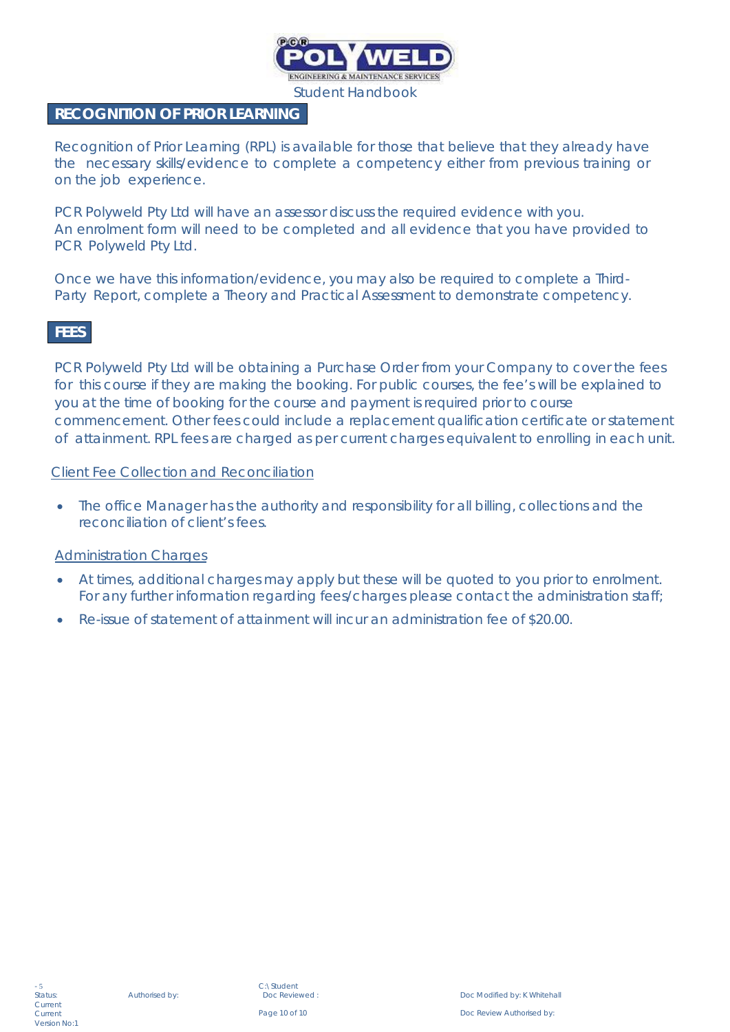## RECOGNITION OF PRIOR LEARNING

Recognition of Prior Learning (RPL) is available for those that believe that they already have the necessary skills/evidence to complete a competency either from previous training or on the job experience.

PCR Polyweld Pty Ltd will have an assessor discuss the required evidence with you. An enrolment form will need to be completed and all evidence that you have provided to PCR Polyweld Pty Ltd.

Once we have this information/evidence, you may also be required to complete a Third-Party Report, complete a Theory and Practical Assessment to demonstrate competency.

## FEES

PCR Polyweld Pty Ltd will be obtaining a Purchase Order from your Company to cover the fees for this course if they are making the booking. For public courses, the fee's will be explained to you at the time of booking for the course and payment is required prior to course commencement. Other fees could include a replacement qualification certificate or statement of attainment. RPL fees are charged as per current charges equivalent to enrolling in each unit.

### Client Fee Collection and Reconciliation

- The office Manager has the authority and responsibility for all billing, collections and the reconciliation of client's fees.

### Administration Charges

- At times, additional charges may apply but these will be quoted to you prior to enrolment. For any further information regarding fees/charges please contact the administration staff;
- Re-issue of statement of attainment will incur an administration fee of $20.00.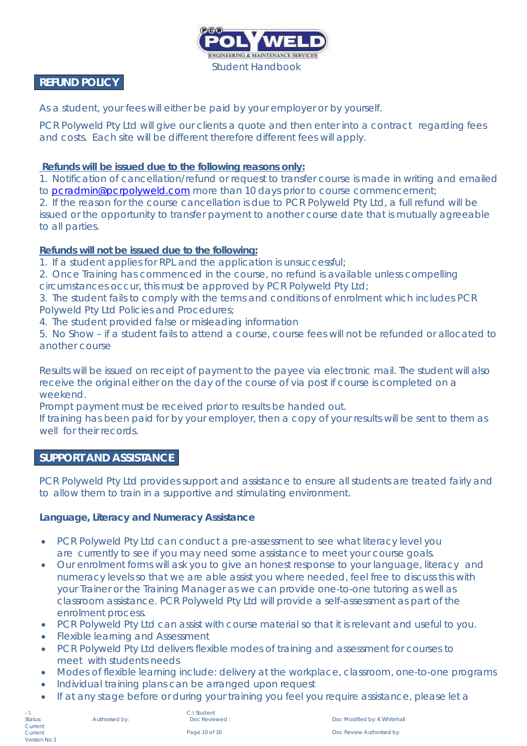## REFUND POLICY

As a student, your fees will either be paid by your employer or by yourself.

PCR Polyweld Pty Ltd will give our clients a quote and then enter into a contract regarding fees and costs. Each site will be different therefore different fees will apply.

**Refunds will be issued due to the following reasons only:**

1. Notification of cancellation/refund or request to transfer course is made in writing and emailed to pcradmin@pcrpolyweld.com more than 10 days prior to course commencement;
2. If the reason for the course cancellation is due to PCR Polyweld Pty Ltd, a full refund will be issued or the opportunity to transfer payment to another course date that is mutually agreeable to all parties.

**Refunds will not be issued due to the following:**

1. If a student applies for RPL and the application is unsuccessful;
2. Once Training has commenced in the course, no refund is available unless compelling circumstances occur, this must be approved by PCR Polyweld Pty Ltd;
3. The student fails to comply with the terms and conditions of enrolment which includes PCR Polyweld Pty Ltd Policies and Procedures;
4. The student provided false or misleading information
5. No Show – if a student fails to attend a course, course fees will not be refunded or allocated to another course

Results will be issued on receipt of payment to the payee via electronic mail. The student will also receive the original either on the day of the course of via post if course is completed on a weekend.

Prompt payment must be received prior to results be handed out.

If training has been paid for by your employer, then a copy of your results will be sent to them as well for their records.

## SUPPORT AND ASSISTANCE

PCR Polyweld Pty Ltd provides support and assistance to ensure all students are treated fairly and to allow them to train in a supportive and stimulating environment.

### Language, Literacy and Numeracy Assistance

- PCR Polyweld Pty Ltd can conduct a pre-assessment to see what literacy level you are currently to see if you may need some assistance to meet your course goals.
- Our enrolment forms will ask you to give an honest response to your language, literacy and numeracy levels so that we are able assist you where needed, feel free to discuss this with your Trainer or the Training Manager as we can provide one-to-one tutoring as well as classroom assistance. PCR Polyweld Pty Ltd will provide a self-assessment as part of the enrolment process.
- PCR Polyweld Pty Ltd can assist with course material so that it is relevant and useful to you.
- Flexible learning and Assessment
- PCR Polyweld Pty Ltd delivers flexible modes of training and assessment for courses to meet with students needs
- Modes of flexible learning include: delivery at the workplace, classroom, one-to-one programs
- Individual training plans can be arranged upon request
- If at any stage before or during your training you feel you require assistance, please let a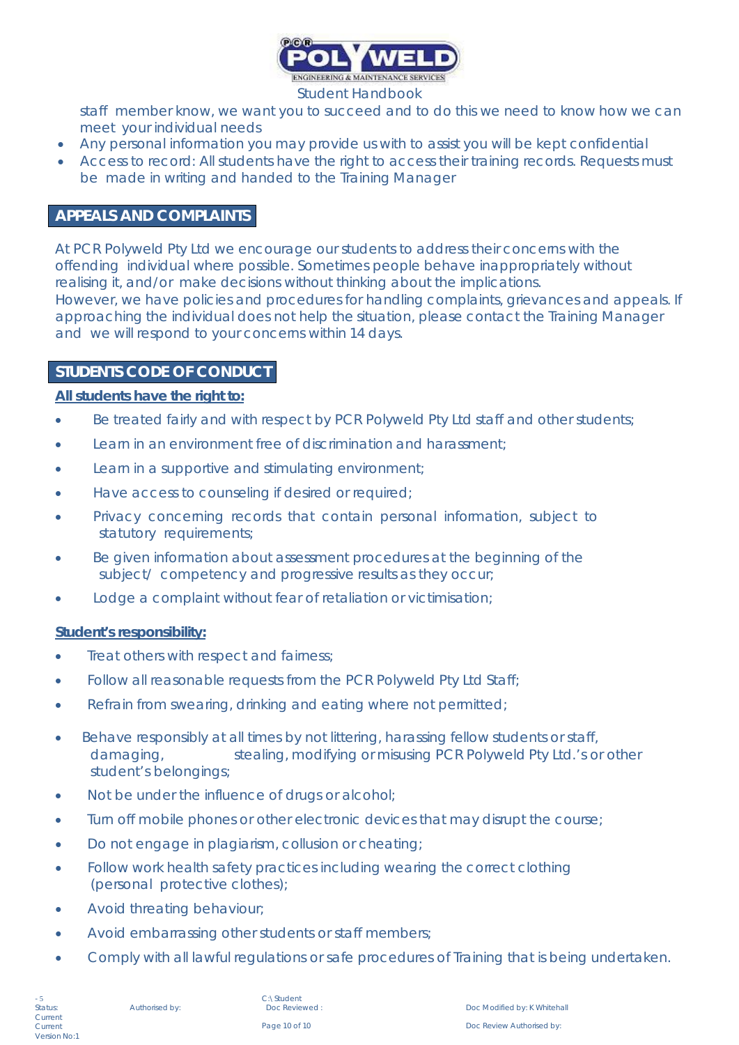staff member know, we want you to succeed and to do this we need to know how we can meet your individual needs

- Any personal information you may provide us with to assist you will be kept confidential
- Access to record: All students have the right to access their training records. Requests must be made in writing and handed to the Training Manager

## APPEALS AND COMPLAINTS

At PCR Polyweld Pty Ltd we encourage our students to address their concerns with the offending individual where possible. Sometimes people behave inappropriately without realising it, and/or make decisions without thinking about the implications.
However, we have policies and procedures for handling complaints, grievances and appeals. If approaching the individual does not help the situation, please contact the Training Manager and we will respond to your concerns within 14 days.

## STUDENTS CODE OF CONDUCT

**All students have the right to:**

- Be treated fairly and with respect by PCR Polyweld Pty Ltd staff and other students;
- Learn in an environment free of discrimination and harassment;
- Learn in a supportive and stimulating environment;
- Have access to counseling if desired or required;
- Privacy concerning records that contain personal information, subject to statutory requirements;
- Be given information about assessment procedures at the beginning of the subject/ competency and progressive results as they occur;
- Lodge a complaint without fear of retaliation or victimisation;

**Student's responsibility:**

- Treat others with respect and fairness;
- Follow all reasonable requests from the PCR Polyweld Pty Ltd Staff;
- Refrain from swearing, drinking and eating where not permitted;
- Behave responsibly at all times by not littering, harassing fellow students or staff, damaging, stealing, modifying or misusing PCR Polyweld Pty Ltd.'s or other student's belongings;
- Not be under the influence of drugs or alcohol;
- Turn off mobile phones or other electronic devices that may disrupt the course;
- Do not engage in plagiarism, collusion or cheating;
- Follow work health safety practices including wearing the correct clothing (personal protective clothes);
- Avoid threating behaviour;
- Avoid embarrassing other students or staff members;
- Comply with all lawful regulations or safe procedures of Training that is being undertaken.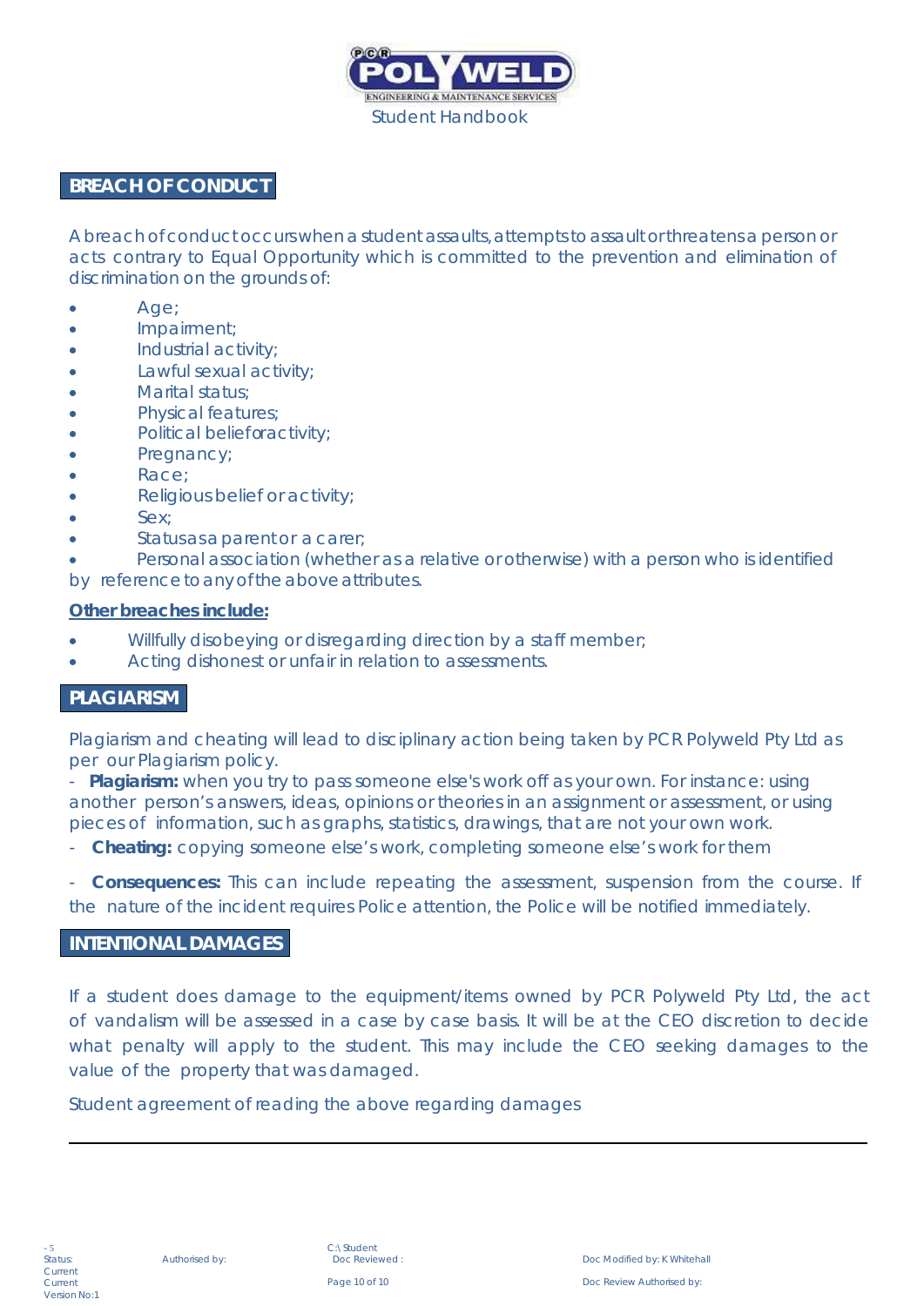## BREACH OF CONDUCT

A breach of conduct occurs when a student assaults, attempts to assault or threatens a person or acts contrary to Equal Opportunity which is committed to the prevention and elimination of discrimination on the grounds of:

- Age;
- Impairment;
- Industrial activity;
- Lawful sexual activity;
- Marital status;
- Physical features;
- Political belief or activity;
- Pregnancy;
- Race;
- Religious belief or activity;
- Sex;
- Status as a parent or a carer;
- Personal association (whether as a relative or otherwise) with a person who is identified by reference to any of the above attributes.

**Other breaches include:**

- Willfully disobeying or disregarding direction by a staff member;
- Acting dishonest or unfair in relation to assessments.

## PLAGIARISM

Plagiarism and cheating will lead to disciplinary action being taken by PCR Polyweld Pty Ltd as per our Plagiarism policy.

- **Plagiarism:** when you try to pass someone else's work off as your own. For instance: using another person's answers, ideas, opinions or theories in an assignment or assessment, or using pieces of information, such as graphs, statistics, drawings, that are not your own work.
- **Cheating:** copying someone else's work, completing someone else's work for them
- **Consequences:** This can include repeating the assessment, suspension from the course. If the nature of the incident requires Police attention, the Police will be notified immediately.

## INTENTIONAL DAMAGES

If a student does damage to the equipment/items owned by PCR Polyweld Pty Ltd, the act of vandalism will be assessed in a case by case basis. It will be at the CEO discretion to decide what penalty will apply to the student. This may include the CEO seeking damages to the value of the property that was damaged.

Student agreement of reading the above regarding damages

---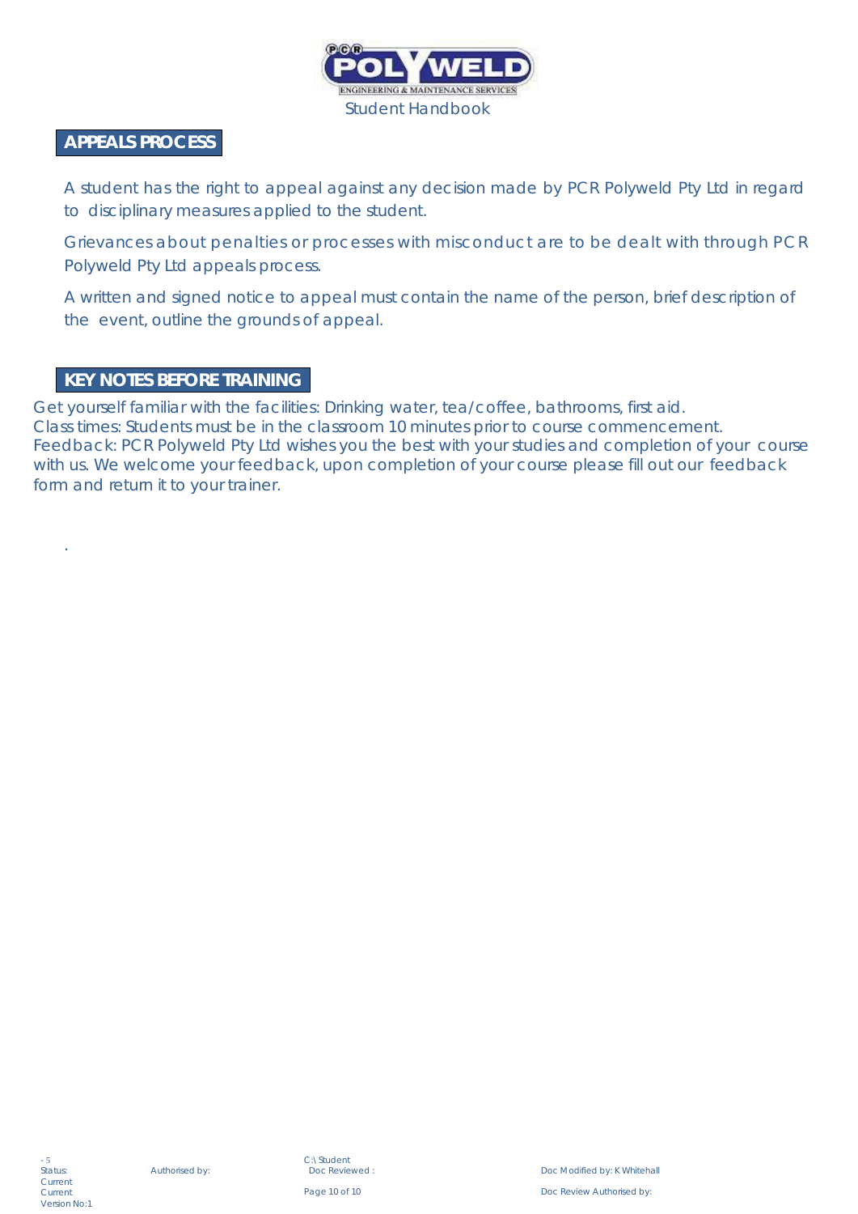## APPEALS PROCESS

A student has the right to appeal against any decision made by PCR Polyweld Pty Ltd in regard to disciplinary measures applied to the student.

Grievances about penalties or processes with misconduct are to be dealt with through PCR Polyweld Pty Ltd appeals process.

A written and signed notice to appeal must contain the name of the person, brief description of the event, outline the grounds of appeal.

## KEY NOTES BEFORE TRAINING

Get yourself familiar with the facilities: Drinking water, tea/coffee, bathrooms, first aid.
Class times: Students must be in the classroom 10 minutes prior to course commencement.
Feedback: PCR Polyweld Pty Ltd wishes you the best with your studies and completion of your course with us. We welcome your feedback, upon completion of your course please fill out our feedback form and return it to your trainer.

.